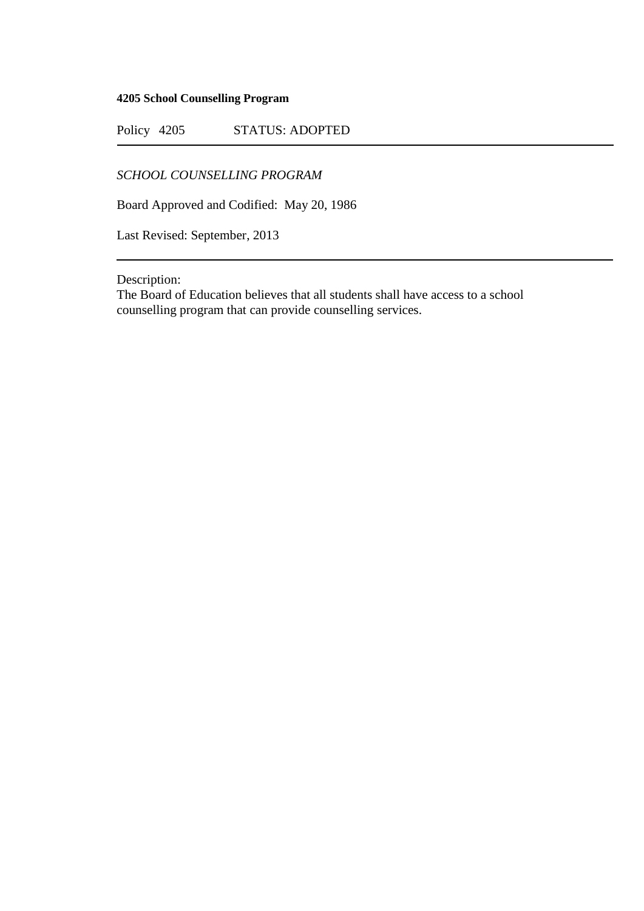**4205 School Counselling Program**

Policy 4205 STATUS: ADOPTED

---

*SCHOOL COUNSELLING PROGRAM*

Board Approved and Codified: May 20, 1986

Last Revised: September, 2013

---

Description:
The Board of Education believes that all students shall have access to a school counselling program that can provide counselling services.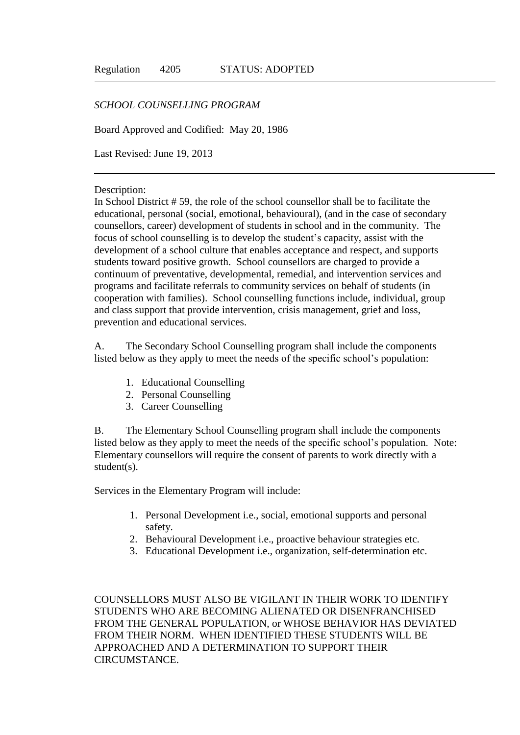Regulation 4205 STATUS: ADOPTED

*SCHOOL COUNSELLING PROGRAM*

Board Approved and Codified: May 20, 1986

Last Revised: June 19, 2013

---

Description:
In School District # 59, the role of the school counsellor shall be to facilitate the educational, personal (social, emotional, behavioural), (and in the case of secondary counsellors, career) development of students in school and in the community. The focus of school counselling is to develop the student's capacity, assist with the development of a school culture that enables acceptance and respect, and supports students toward positive growth. School counsellors are charged to provide a continuum of preventative, developmental, remedial, and intervention services and programs and facilitate referrals to community services on behalf of students (in cooperation with families). School counselling functions include, individual, group and class support that provide intervention, crisis management, grief and loss, prevention and educational services.

A. The Secondary School Counselling program shall include the components listed below as they apply to meet the needs of the specific school's population:

1. Educational Counselling
2. Personal Counselling
3. Career Counselling

B. The Elementary School Counselling program shall include the components listed below as they apply to meet the needs of the specific school's population. Note: Elementary counsellors will require the consent of parents to work directly with a student(s).

Services in the Elementary Program will include:

1. Personal Development i.e., social, emotional supports and personal safety.
2. Behavioural Development i.e., proactive behaviour strategies etc.
3. Educational Development i.e., organization, self-determination etc.

COUNSELLORS MUST ALSO BE VIGILANT IN THEIR WORK TO IDENTIFY STUDENTS WHO ARE BECOMING ALIENATED OR DISENFRANCHISED FROM THE GENERAL POPULATION, or WHOSE BEHAVIOR HAS DEVIATED FROM THEIR NORM. WHEN IDENTIFIED THESE STUDENTS WILL BE APPROACHED AND A DETERMINATION TO SUPPORT THEIR CIRCUMSTANCE.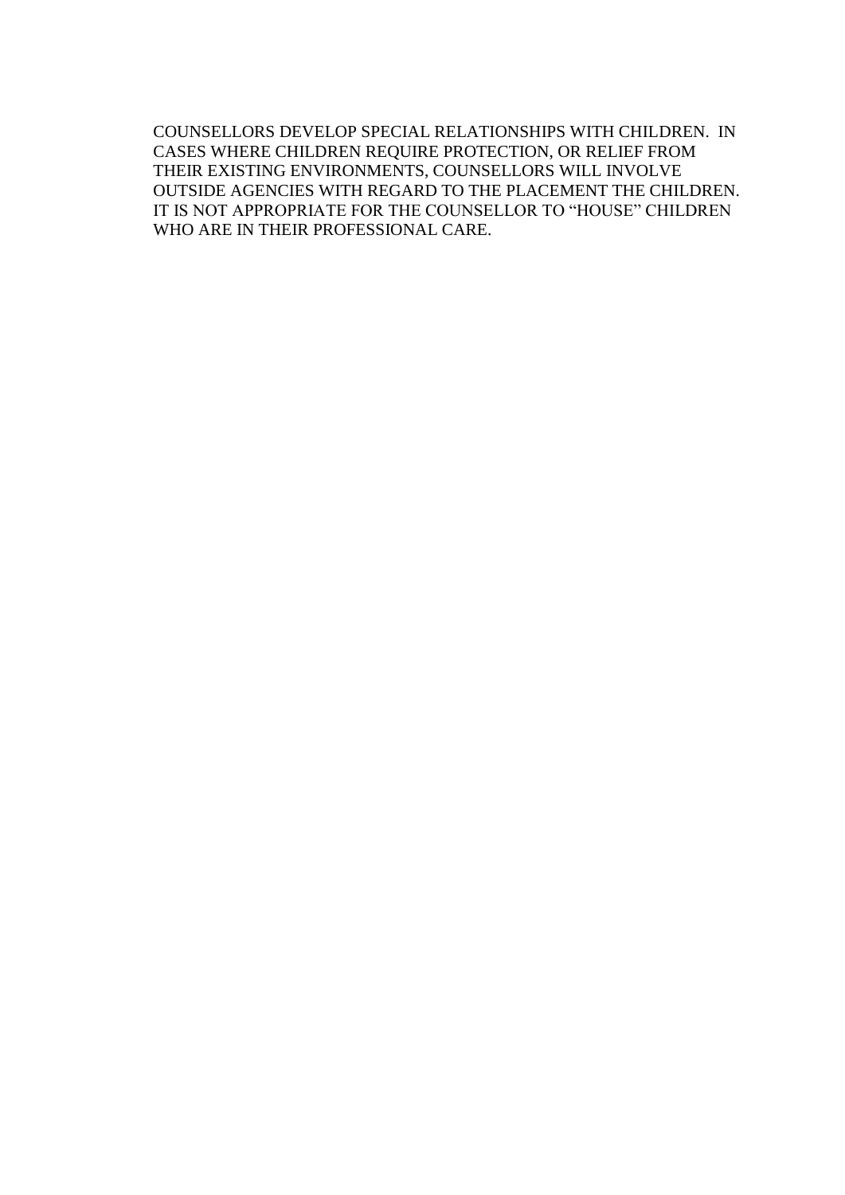COUNSELLORS DEVELOP SPECIAL RELATIONSHIPS WITH CHILDREN. IN CASES WHERE CHILDREN REQUIRE PROTECTION, OR RELIEF FROM THEIR EXISTING ENVIRONMENTS, COUNSELLORS WILL INVOLVE OUTSIDE AGENCIES WITH REGARD TO THE PLACEMENT THE CHILDREN. IT IS NOT APPROPRIATE FOR THE COUNSELLOR TO "HOUSE" CHILDREN WHO ARE IN THEIR PROFESSIONAL CARE.